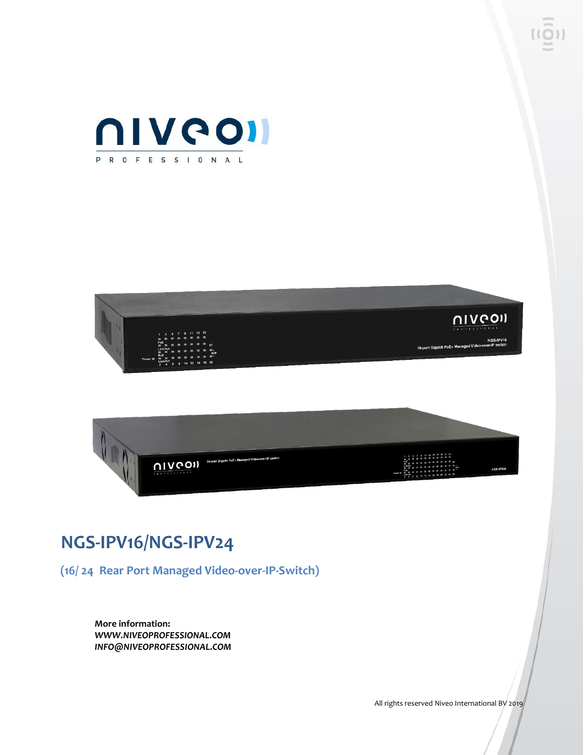# NGS-IPV16/NGS-IPV24

## (16/ 24 Rear Port Managed Video-over-IP-Switch)

**More information:**
***WWW.NIVEOPROFESSIONAL.COM***
***INFO@NIVEOPROFESSIONAL.COM***

All rights reserved Niveo International BV 2019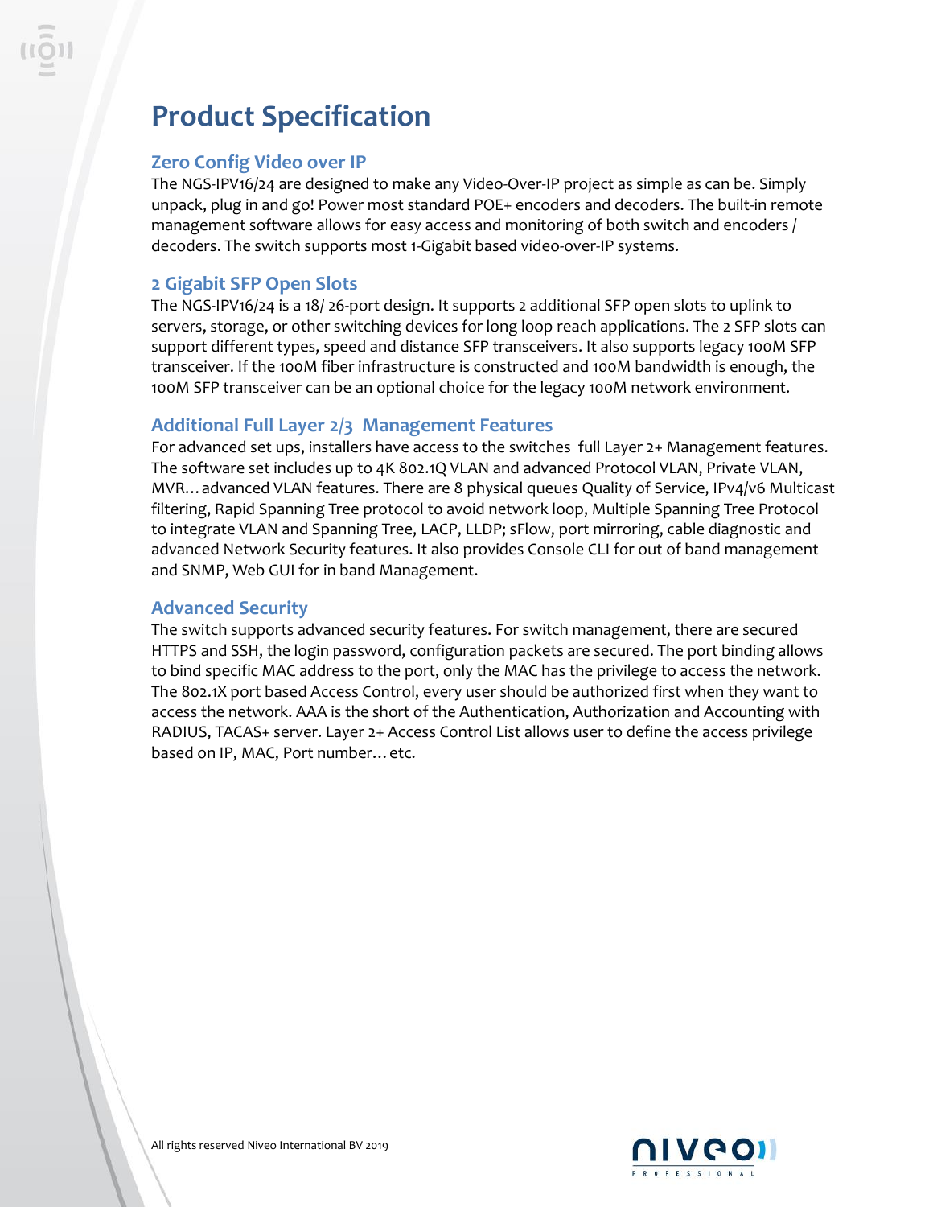# Product Specification

## Zero Config Video over IP

The NGS-IPV16/24 are designed to make any Video-Over-IP project as simple as can be. Simply unpack, plug in and go! Power most standard POE+ encoders and decoders. The built-in remote management software allows for easy access and monitoring of both switch and encoders / decoders. The switch supports most 1-Gigabit based video-over-IP systems.

## 2 Gigabit SFP Open Slots

The NGS-IPV16/24 is a 18/ 26-port design. It supports 2 additional SFP open slots to uplink to servers, storage, or other switching devices for long loop reach applications. The 2 SFP slots can support different types, speed and distance SFP transceivers. It also supports legacy 100M SFP transceiver. If the 100M fiber infrastructure is constructed and 100M bandwidth is enough, the 100M SFP transceiver can be an optional choice for the legacy 100M network environment.

## Additional Full Layer 2/3 Management Features

For advanced set ups, installers have access to the switches full Layer 2+ Management features. The software set includes up to 4K 802.1Q VLAN and advanced Protocol VLAN, Private VLAN, MVR… advanced VLAN features. There are 8 physical queues Quality of Service, IPv4/v6 Multicast filtering, Rapid Spanning Tree protocol to avoid network loop, Multiple Spanning Tree Protocol to integrate VLAN and Spanning Tree, LACP, LLDP; sFlow, port mirroring, cable diagnostic and advanced Network Security features. It also provides Console CLI for out of band management and SNMP, Web GUI for in band Management.

## Advanced Security

The switch supports advanced security features. For switch management, there are secured HTTPS and SSH, the login password, configuration packets are secured. The port binding allows to bind specific MAC address to the port, only the MAC has the privilege to access the network. The 802.1X port based Access Control, every user should be authorized first when they want to access the network. AAA is the short of the Authentication, Authorization and Accounting with RADIUS, TACAS+ server. Layer 2+ Access Control List allows user to define the access privilege based on IP, MAC, Port number… etc.

All rights reserved Niveo International BV 2019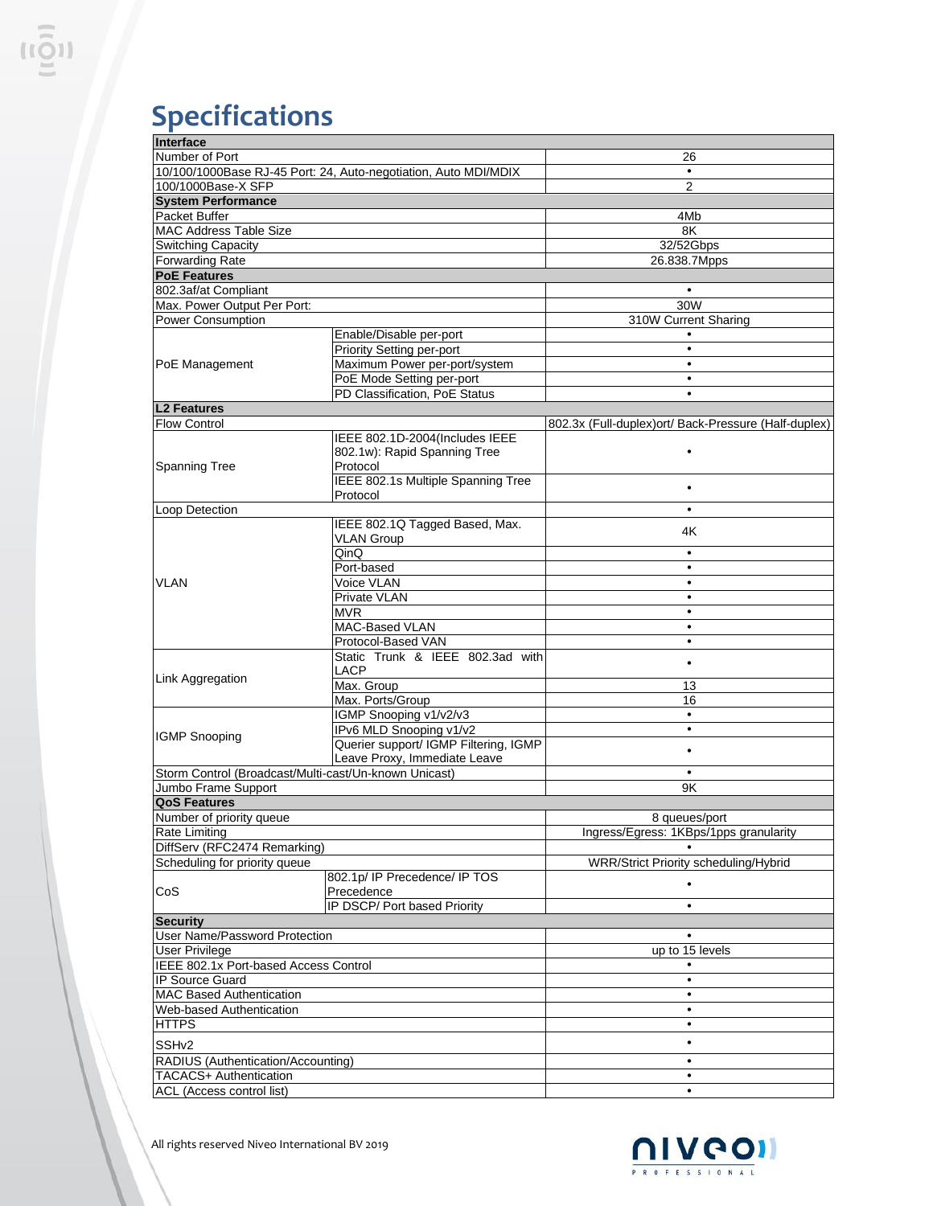# Specifications

| Interface | | |
|---|---|---|
| Number of Port | | 26 |
| 10/100/1000Base RJ-45 Port: 24, Auto-negotiation, Auto MDI/MDIX | | • |
| 100/1000Base-X SFP | | 2 |
| **System Performance** | | |
| Packet Buffer | | 4Mb |
| MAC Address Table Size | | 8K |
| Switching Capacity | | 32/52Gbps |
| Forwarding Rate | | 26.838.7Mpps |
| **PoE Features** | | |
| 802.3af/at Compliant | | • |
| Max. Power Output Per Port: | | 30W |
| Power Consumption | | 310W Current Sharing |
| PoE Management | Enable/Disable per-port | • |
| | Priority Setting per-port | • |
| | Maximum Power per-port/system | • |
| | PoE Mode Setting per-port | • |
| | PD Classification, PoE Status | • |
| **L2 Features** | | |
| Flow Control | | 802.3x (Full-duplex)ort/ Back-Pressure (Half-duplex) |
| Spanning Tree | IEEE 802.1D-2004(Includes IEEE 802.1w): Rapid Spanning Tree Protocol | • |
| | IEEE 802.1s Multiple Spanning Tree Protocol | • |
| Loop Detection | | • |
| VLAN | IEEE 802.1Q Tagged Based, Max. VLAN Group | 4K |
| | QinQ | • |
| | Port-based | • |
| | Voice VLAN | • |
| | Private VLAN | • |
| | MVR | • |
| | MAC-Based VLAN | • |
| | Protocol-Based VAN | • |
| Link Aggregation | Static Trunk & IEEE 802.3ad with LACP | • |
| | Max. Group | 13 |
| | Max. Ports/Group | 16 |
| IGMP Snooping | IGMP Snooping v1/v2/v3 | • |
| | IPv6 MLD Snooping v1/v2 | • |
| | Querier support/ IGMP Filtering, IGMP Leave Proxy, Immediate Leave | • |
| Storm Control (Broadcast/Multi-cast/Un-known Unicast) | | • |
| Jumbo Frame Support | | 9K |
| **QoS Features** | | |
| Number of priority queue | | 8 queues/port |
| Rate Limiting | | Ingress/Egress: 1KBps/1pps granularity |
| DiffServ (RFC2474 Remarking) | | • |
| Scheduling for priority queue | | WRR/Strict Priority scheduling/Hybrid |
| CoS | 802.1p/ IP Precedence/ IP TOS Precedence | • |
| | IP DSCP/ Port based Priority | • |
| **Security** | | |
| User Name/Password Protection | | • |
| User Privilege | | up to 15 levels |
| IEEE 802.1x Port-based Access Control | | • |
| IP Source Guard | | • |
| MAC Based Authentication | | • |
| Web-based Authentication | | • |
| HTTPS | | • |
| SSHv2 | | • |
| RADIUS (Authentication/Accounting) | | • |
| TACACS+ Authentication | | • |
| ACL (Access control list) | | • |

All rights reserved Niveo International BV 2019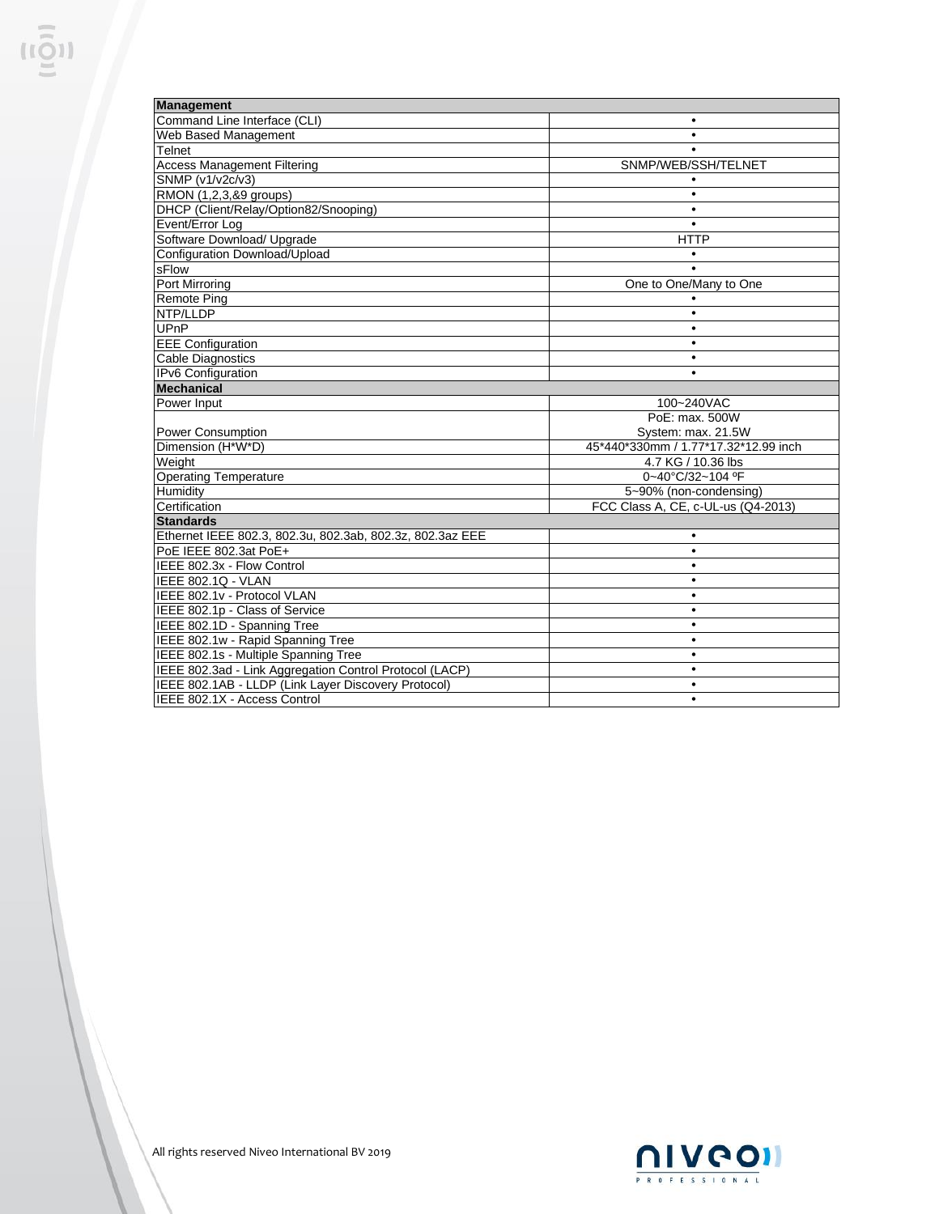| Management | |
|---|---|
| Command Line Interface (CLI) | • |
| Web Based Management | • |
| Telnet | • |
| Access Management Filtering | SNMP/WEB/SSH/TELNET |
| SNMP (v1/v2c/v3) | • |
| RMON (1,2,3,&9 groups) | • |
| DHCP (Client/Relay/Option82/Snooping) | • |
| Event/Error Log | • |
| Software Download/ Upgrade | HTTP |
| Configuration Download/Upload | • |
| sFlow | • |
| Port Mirroring | One to One/Many to One |
| Remote Ping | • |
| NTP/LLDP | • |
| UPnP | • |
| EEE Configuration | • |
| Cable Diagnostics | • |
| IPv6 Configuration | • |
| **Mechanical** | |
| Power Input | 100~240VAC |
| Power Consumption | PoE: max. 500W<br>System: max. 21.5W |
| Dimension (H*W*D) | 45*440*330mm / 1.77*17.32*12.99 inch |
| Weight | 4.7 KG / 10.36 lbs |
| Operating Temperature | 0~40°C/32~104 ºF |
| Humidity | 5~90% (non-condensing) |
| Certification | FCC Class A, CE, c-UL-us (Q4-2013) |
| **Standards** | |
| Ethernet IEEE 802.3, 802.3u, 802.3ab, 802.3z, 802.3az EEE | • |
| PoE IEEE 802.3at PoE+ | • |
| IEEE 802.3x - Flow Control | • |
| IEEE 802.1Q - VLAN | • |
| IEEE 802.1v - Protocol VLAN | • |
| IEEE 802.1p - Class of Service | • |
| IEEE 802.1D - Spanning Tree | • |
| IEEE 802.1w - Rapid Spanning Tree | • |
| IEEE 802.1s - Multiple Spanning Tree | • |
| IEEE 802.3ad - Link Aggregation Control Protocol (LACP) | • |
| IEEE 802.1AB - LLDP (Link Layer Discovery Protocol) | • |
| IEEE 802.1X - Access Control | • |

All rights reserved Niveo International BV 2019